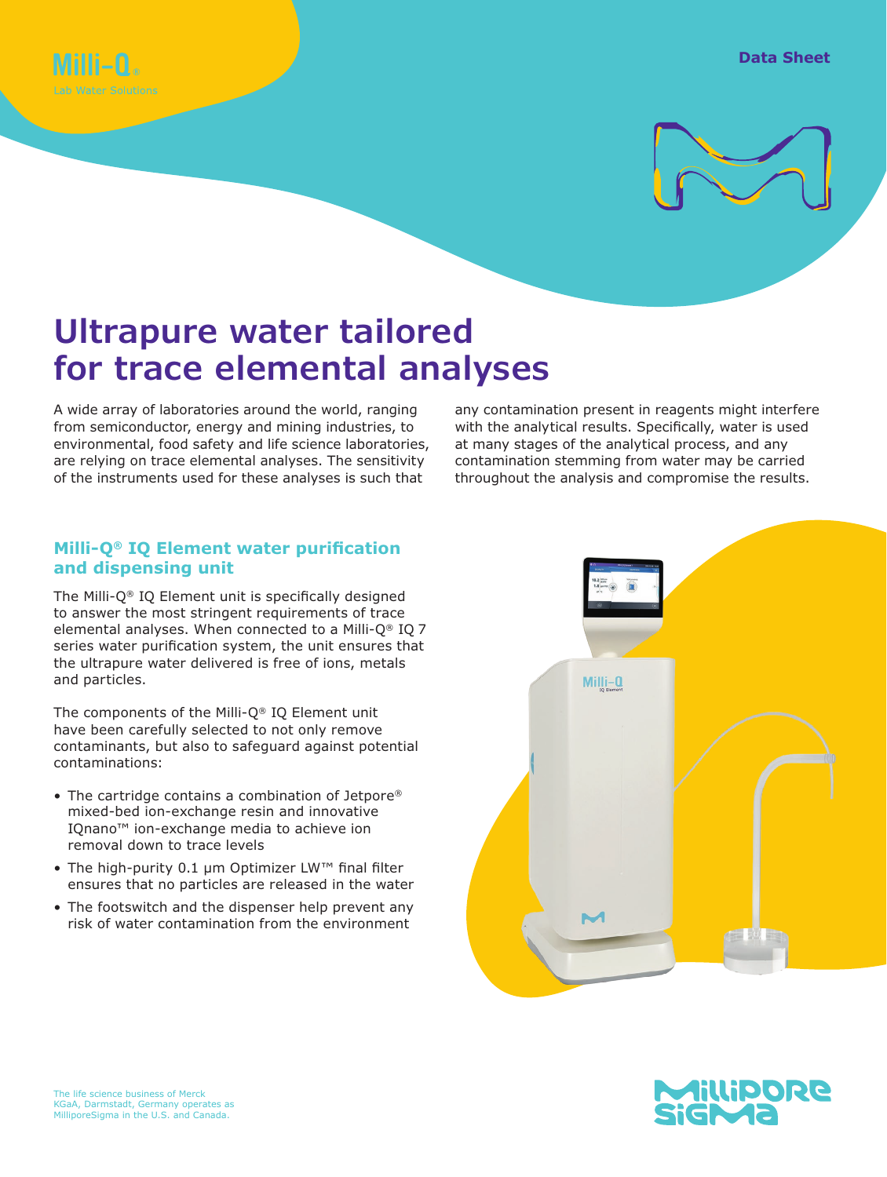Milli-Q®
Lab Water Solutions

Data Sheet

# Ultrapure water tailored for trace elemental analyses

A wide array of laboratories around the world, ranging from semiconductor, energy and mining industries, to environmental, food safety and life science laboratories, are relying on trace elemental analyses. The sensitivity of the instruments used for these analyses is such that any contamination present in reagents might interfere with the analytical results. Specifically, water is used at many stages of the analytical process, and any contamination stemming from water may be carried throughout the analysis and compromise the results.

## Milli-Q® IQ Element water purification and dispensing unit

The Milli-Q® IQ Element unit is specifically designed to answer the most stringent requirements of trace elemental analyses. When connected to a Milli-Q® IQ 7 series water purification system, the unit ensures that the ultrapure water delivered is free of ions, metals and particles.

The components of the Milli-Q® IQ Element unit have been carefully selected to not only remove contaminants, but also to safeguard against potential contaminations:

- The cartridge contains a combination of Jetpore® mixed-bed ion-exchange resin and innovative IQnano™ ion-exchange media to achieve ion removal down to trace levels
- The high-purity 0.1 µm Optimizer LW™ final filter ensures that no particles are released in the water
- The footswitch and the dispenser help prevent any risk of water contamination from the environment

The life science business of Merck KGaA, Darmstadt, Germany operates as MilliporeSigma in the U.S. and Canada.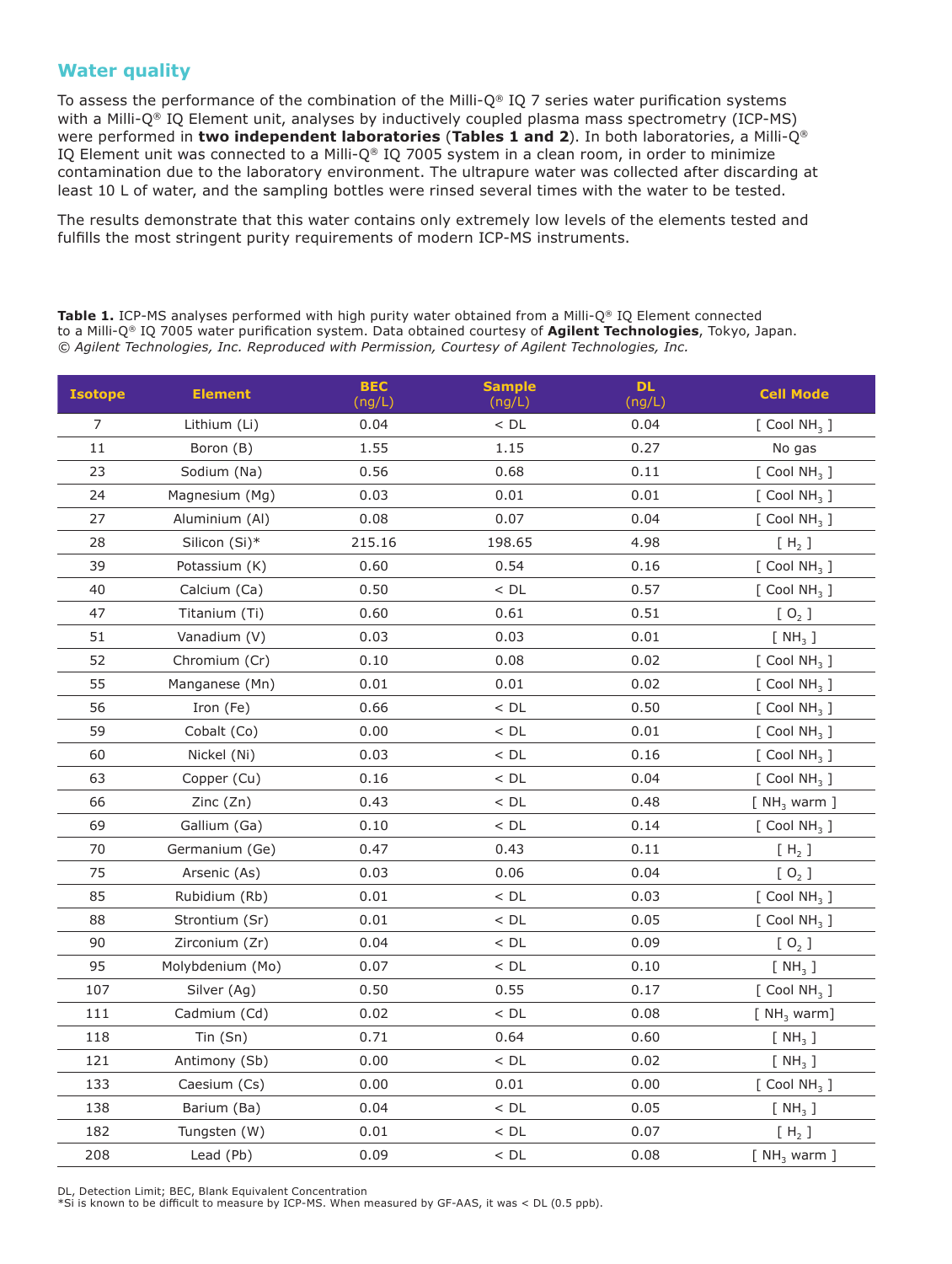## Water quality

To assess the performance of the combination of the Milli-Q® IQ 7 series water purification systems with a Milli-Q® IQ Element unit, analyses by inductively coupled plasma mass spectrometry (ICP-MS) were performed in **two independent laboratories** (**Tables 1 and 2**). In both laboratories, a Milli-Q® IQ Element unit was connected to a Milli-Q® IQ 7005 system in a clean room, in order to minimize contamination due to the laboratory environment. The ultrapure water was collected after discarding at least 10 L of water, and the sampling bottles were rinsed several times with the water to be tested.

The results demonstrate that this water contains only extremely low levels of the elements tested and fulfills the most stringent purity requirements of modern ICP-MS instruments.

**Table 1.** ICP-MS analyses performed with high purity water obtained from a Milli-Q® IQ Element connected to a Milli-Q® IQ 7005 water purification system. Data obtained courtesy of **Agilent Technologies**, Tokyo, Japan. *© Agilent Technologies, Inc. Reproduced with Permission, Courtesy of Agilent Technologies, Inc.*

| Isotope | Element | BEC (ng/L) | Sample (ng/L) | DL (ng/L) | Cell Mode |
|---|---|---|---|---|---|
| 7 | Lithium (Li) | 0.04 | < DL | 0.04 | [ Cool $NH_3$ ] |
| 11 | Boron (B) | 1.55 | 1.15 | 0.27 | No gas |
| 23 | Sodium (Na) | 0.56 | 0.68 | 0.11 | [ Cool $NH_3$ ] |
| 24 | Magnesium (Mg) | 0.03 | 0.01 | 0.01 | [ Cool $NH_3$ ] |
| 27 | Aluminium (Al) | 0.08 | 0.07 | 0.04 | [ Cool $NH_3$ ] |
| 28 | Silicon (Si)* | 215.16 | 198.65 | 4.98 | [ $H_2$ ] |
| 39 | Potassium (K) | 0.60 | 0.54 | 0.16 | [ Cool $NH_3$ ] |
| 40 | Calcium (Ca) | 0.50 | < DL | 0.57 | [ Cool $NH_3$ ] |
| 47 | Titanium (Ti) | 0.60 | 0.61 | 0.51 | [ $O_2$ ] |
| 51 | Vanadium (V) | 0.03 | 0.03 | 0.01 | [ $NH_3$ ] |
| 52 | Chromium (Cr) | 0.10 | 0.08 | 0.02 | [ Cool $NH_3$ ] |
| 55 | Manganese (Mn) | 0.01 | 0.01 | 0.02 | [ Cool $NH_3$ ] |
| 56 | Iron (Fe) | 0.66 | < DL | 0.50 | [ Cool $NH_3$ ] |
| 59 | Cobalt (Co) | 0.00 | < DL | 0.01 | [ Cool $NH_3$ ] |
| 60 | Nickel (Ni) | 0.03 | < DL | 0.16 | [ Cool $NH_3$ ] |
| 63 | Copper (Cu) | 0.16 | < DL | 0.04 | [ Cool $NH_3$ ] |
| 66 | Zinc (Zn) | 0.43 | < DL | 0.48 | [ $NH_3$ warm ] |
| 69 | Gallium (Ga) | 0.10 | < DL | 0.14 | [ Cool $NH_3$ ] |
| 70 | Germanium (Ge) | 0.47 | 0.43 | 0.11 | [ $H_2$ ] |
| 75 | Arsenic (As) | 0.03 | 0.06 | 0.04 | [ $O_2$ ] |
| 85 | Rubidium (Rb) | 0.01 | < DL | 0.03 | [ Cool $NH_3$ ] |
| 88 | Strontium (Sr) | 0.01 | < DL | 0.05 | [ Cool $NH_3$ ] |
| 90 | Zirconium (Zr) | 0.04 | < DL | 0.09 | [ $O_2$ ] |
| 95 | Molybdenium (Mo) | 0.07 | < DL | 0.10 | [ $NH_3$ ] |
| 107 | Silver (Ag) | 0.50 | 0.55 | 0.17 | [ Cool $NH_3$ ] |
| 111 | Cadmium (Cd) | 0.02 | < DL | 0.08 | [ $NH_3$ warm] |
| 118 | Tin (Sn) | 0.71 | 0.64 | 0.60 | [ $NH_3$ ] |
| 121 | Antimony (Sb) | 0.00 | < DL | 0.02 | [ $NH_3$ ] |
| 133 | Caesium (Cs) | 0.00 | 0.01 | 0.00 | [ Cool $NH_3$ ] |
| 138 | Barium (Ba) | 0.04 | < DL | 0.05 | [ $NH_3$ ] |
| 182 | Tungsten (W) | 0.01 | < DL | 0.07 | [ $H_2$ ] |
| 208 | Lead (Pb) | 0.09 | < DL | 0.08 | [ $NH_3$ warm ] |

DL, Detection Limit; BEC, Blank Equivalent Concentration
*Si is known to be difficult to measure by ICP-MS. When measured by GF-AAS, it was < DL (0.5 ppb).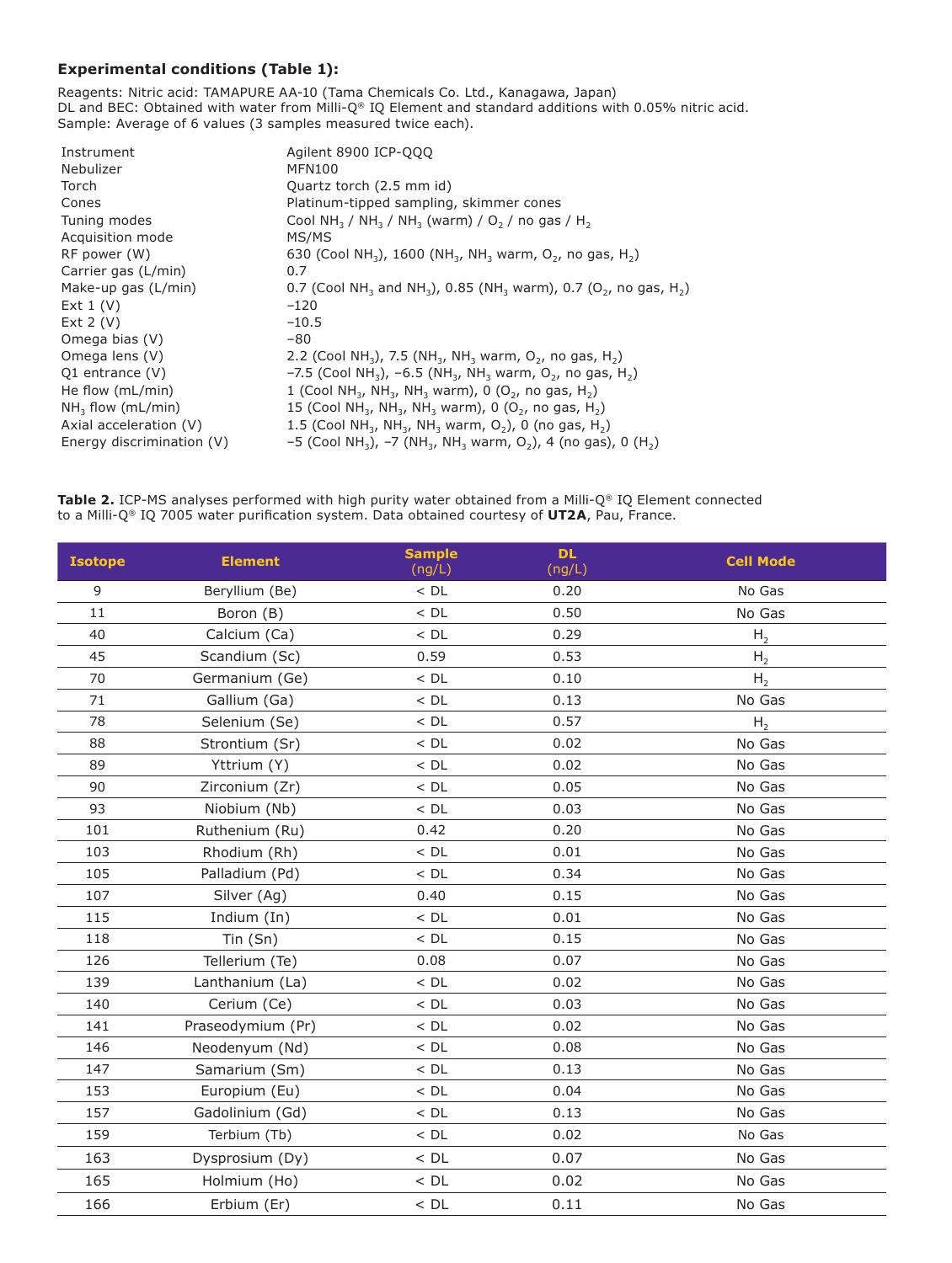### Experimental conditions (Table 1):

Reagents: Nitric acid: TAMAPURE AA-10 (Tama Chemicals Co. Ltd., Kanagawa, Japan)
DL and BEC: Obtained with water from Milli-Q® IQ Element and standard additions with 0.05% nitric acid.
Sample: Average of 6 values (3 samples measured twice each).

| | |
|---|---|
| Instrument | Agilent 8900 ICP-QQQ |
| Nebulizer | MFN100 |
| Torch | Quartz torch (2.5 mm id) |
| Cones | Platinum-tipped sampling, skimmer cones |
| Tuning modes | Cool $NH_3$ / $NH_3$ / $NH_3$ (warm) / $O_2$ / no gas / $H_2$ |
| Acquisition mode | MS/MS |
| RF power (W) | 630 (Cool $NH_3$), 1600 ($NH_3$, $NH_3$ warm, $O_2$, no gas, $H_2$) |
| Carrier gas (L/min) | 0.7 |
| Make-up gas (L/min) | 0.7 (Cool $NH_3$ and $NH_3$), 0.85 ($NH_3$ warm), 0.7 ($O_2$, no gas, $H_2$) |
| Ext 1 (V) | −120 |
| Ext 2 (V) | −10.5 |
| Omega bias (V) | −80 |
| Omega lens (V) | 2.2 (Cool $NH_3$), 7.5 ($NH_3$, $NH_3$ warm, $O_2$, no gas, $H_2$) |
| Q1 entrance (V) | −7.5 (Cool $NH_3$), −6.5 ($NH_3$, $NH_3$ warm, $O_2$, no gas, $H_2$) |
| He flow (mL/min) | 1 (Cool $NH_3$, $NH_3$, $NH_3$ warm), 0 ($O_2$, no gas, $H_2$) |
| $NH_3$ flow (mL/min) | 15 (Cool $NH_3$, $NH_3$, $NH_3$ warm), 0 ($O_2$, no gas, $H_2$) |
| Axial acceleration (V) | 1.5 (Cool $NH_3$, $NH_3$, $NH_3$ warm, $O_2$), 0 (no gas, $H_2$) |
| Energy discrimination (V) | −5 (Cool $NH_3$), −7 ($NH_3$, $NH_3$ warm, $O_2$), 4 (no gas), 0 ($H_2$) |

**Table 2.** ICP-MS analyses performed with high purity water obtained from a Milli-Q® IQ Element connected to a Milli-Q® IQ 7005 water purification system. Data obtained courtesy of **UT2A**, Pau, France.

| Isotope | Element | Sample (ng/L) | DL (ng/L) | Cell Mode |
|---|---|---|---|---|
| 9 | Beryllium (Be) | < DL | 0.20 | No Gas |
| 11 | Boron (B) | < DL | 0.50 | No Gas |
| 40 | Calcium (Ca) | < DL | 0.29 | $H_2$ |
| 45 | Scandium (Sc) | 0.59 | 0.53 | $H_2$ |
| 70 | Germanium (Ge) | < DL | 0.10 | $H_2$ |
| 71 | Gallium (Ga) | < DL | 0.13 | No Gas |
| 78 | Selenium (Se) | < DL | 0.57 | $H_2$ |
| 88 | Strontium (Sr) | < DL | 0.02 | No Gas |
| 89 | Yttrium (Y) | < DL | 0.02 | No Gas |
| 90 | Zirconium (Zr) | < DL | 0.05 | No Gas |
| 93 | Niobium (Nb) | < DL | 0.03 | No Gas |
| 101 | Ruthenium (Ru) | 0.42 | 0.20 | No Gas |
| 103 | Rhodium (Rh) | < DL | 0.01 | No Gas |
| 105 | Palladium (Pd) | < DL | 0.34 | No Gas |
| 107 | Silver (Ag) | 0.40 | 0.15 | No Gas |
| 115 | Indium (In) | < DL | 0.01 | No Gas |
| 118 | Tin (Sn) | < DL | 0.15 | No Gas |
| 126 | Tellerium (Te) | 0.08 | 0.07 | No Gas |
| 139 | Lanthanum (La) | < DL | 0.02 | No Gas |
| 140 | Cerium (Ce) | < DL | 0.03 | No Gas |
| 141 | Praseodymium (Pr) | < DL | 0.02 | No Gas |
| 146 | Neodenyum (Nd) | < DL | 0.08 | No Gas |
| 147 | Samarium (Sm) | < DL | 0.13 | No Gas |
| 153 | Europium (Eu) | < DL | 0.04 | No Gas |
| 157 | Gadolinium (Gd) | < DL | 0.13 | No Gas |
| 159 | Terbium (Tb) | < DL | 0.02 | No Gas |
| 163 | Dysprosium (Dy) | < DL | 0.07 | No Gas |
| 165 | Holmium (Ho) | < DL | 0.02 | No Gas |
| 166 | Erbium (Er) | < DL | 0.11 | No Gas |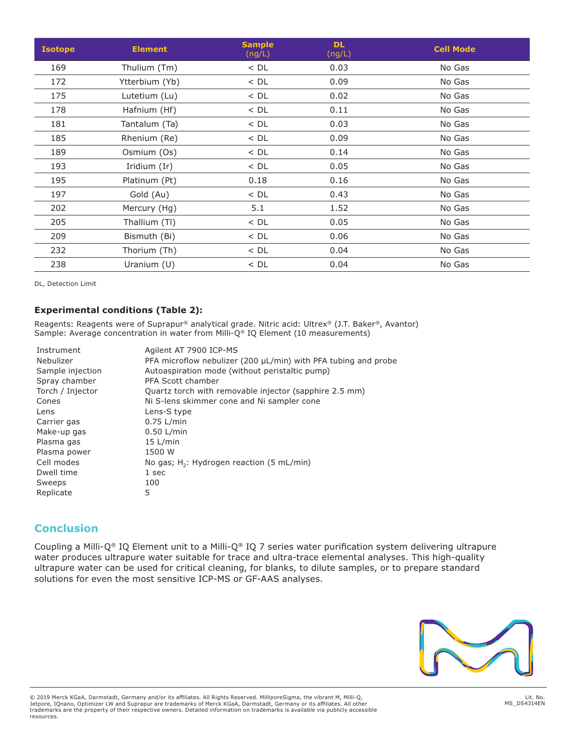| Isotope | Element | Sample (ng/L) | DL (ng/L) | Cell Mode |
|---|---|---|---|---|
| 169 | Thulium (Tm) | < DL | 0.03 | No Gas |
| 172 | Ytterbium (Yb) | < DL | 0.09 | No Gas |
| 175 | Lutetium (Lu) | < DL | 0.02 | No Gas |
| 178 | Hafnium (Hf) | < DL | 0.11 | No Gas |
| 181 | Tantalum (Ta) | < DL | 0.03 | No Gas |
| 185 | Rhenium (Re) | < DL | 0.09 | No Gas |
| 189 | Osmium (Os) | < DL | 0.14 | No Gas |
| 193 | Iridium (Ir) | < DL | 0.05 | No Gas |
| 195 | Platinum (Pt) | 0.18 | 0.16 | No Gas |
| 197 | Gold (Au) | < DL | 0.43 | No Gas |
| 202 | Mercury (Hg) | 5.1 | 1.52 | No Gas |
| 205 | Thallium (Tl) | < DL | 0.05 | No Gas |
| 209 | Bismuth (Bi) | < DL | 0.06 | No Gas |
| 232 | Thorium (Th) | < DL | 0.04 | No Gas |
| 238 | Uranium (U) | < DL | 0.04 | No Gas |

DL, Detection Limit

**Experimental conditions (Table 2):**

Reagents: Reagents were of Suprapur® analytical grade. Nitric acid: Ultrex® (J.T. Baker®, Avantor)
Sample: Average concentration in water from Milli-Q® IQ Element (10 measurements)

| | |
|---|---|
| Instrument | Agilent AT 7900 ICP-MS |
| Nebulizer | PFA microflow nebulizer (200 µL/min) with PFA tubing and probe |
| Sample injection | Autoaspiration mode (without peristaltic pump) |
| Spray chamber | PFA Scott chamber |
| Torch / Injector | Quartz torch with removable injector (sapphire 2.5 mm) |
| Cones | Ni S-lens skimmer cone and Ni sampler cone |
| Lens | Lens-S type |
| Carrier gas | 0.75 L/min |
| Make-up gas | 0.50 L/min |
| Plasma gas | 15 L/min |
| Plasma power | 1500 W |
| Cell modes | No gas; $H_2$: Hydrogen reaction (5 mL/min) |
| Dwell time | 1 sec |
| Sweeps | 100 |
| Replicate | 5 |

## Conclusion

Coupling a Milli-Q® IQ Element unit to a Milli-Q® IQ 7 series water purification system delivering ultrapure water produces ultrapure water suitable for trace and ultra-trace elemental analyses. This high-quality ultrapure water can be used for critical cleaning, for blanks, to dilute samples, or to prepare standard solutions for even the most sensitive ICP-MS or GF-AAS analyses.

© 2019 Merck KGaA, Darmstadt, Germany and/or its affiliates. All Rights Reserved. MilliporeSigma, the vibrant M, Milli-Q, Jetpore, IQnano, Optimizer LW and Suprapur are trademarks of Merck KGaA, Darmstadt, Germany or its affiliates. All other trademarks are the property of their respective owners. Detailed information on trademarks is available via publicly accessible resources.

Lit. No. MS_DS4314EN